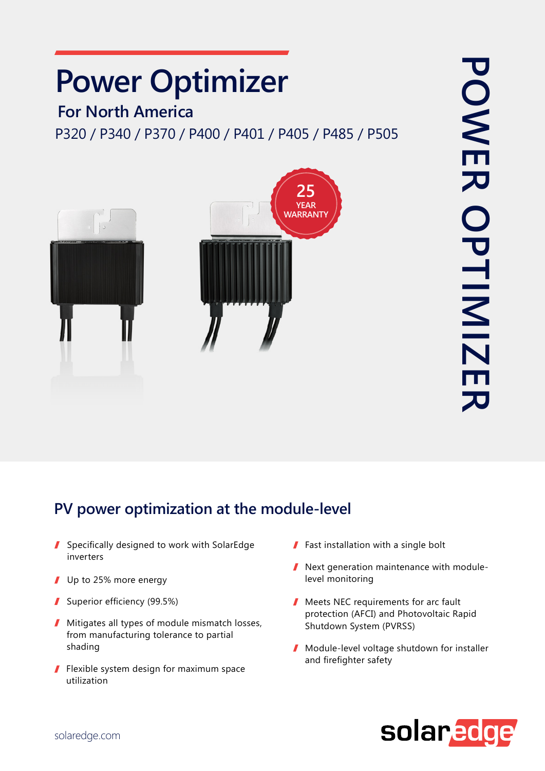# Power Optimizer

## For North America

P320 / P340 / P370 / P400 / P401 / P405 / P485 / P505

25 YEAR WARRANTY

POWER OPTIMIZER

## PV power optimization at the module-level

- Specifically designed to work with SolarEdge inverters
- Up to 25% more energy
- Superior efficiency (99.5%)
- Mitigates all types of module mismatch losses, from manufacturing tolerance to partial shading
- Flexible system design for maximum space utilization
- Fast installation with a single bolt
- Next generation maintenance with module-level monitoring
- Meets NEC requirements for arc fault protection (AFCI) and Photovoltaic Rapid Shutdown System (PVRSS)
- Module-level voltage shutdown for installer and firefighter safety

solaredge.com

solaredge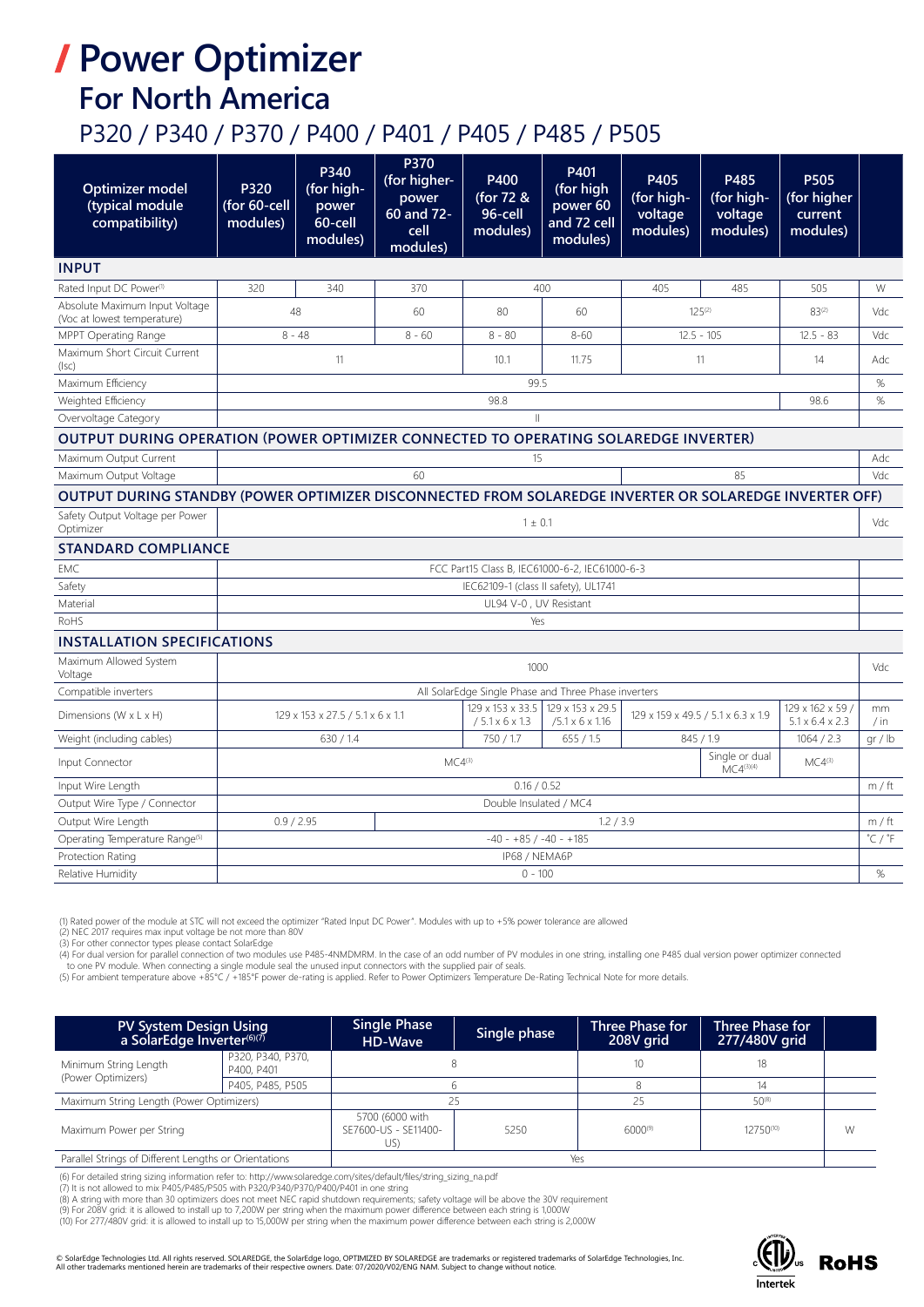# Power Optimizer

## For North America

### P320 / P340 / P370 / P400 / P401 / P405 / P485 / P505

| Optimizer model (typical module compatibility) | P320 (for 60-cell modules) | P340 (for high-power 60-cell modules) | P370 (for higher-power 60 and 72-cell modules) | P400 (for 72 & 96-cell modules) | P401 (for high power 60 and 72 cell modules) | P405 (for high-voltage modules) | P485 (for high-voltage modules) | P505 (for higher current modules) | |
|---|---|---|---|---|---|---|---|---|---|
| **INPUT** | | | | | | | | | |
| Rated Input DC Power[1] | 320 | 340 | 370 | 400 | | 405 | 485 | 505 | W |
| Absolute Maximum Input Voltage (Voc at lowest temperature) | 48 | | 60 | 80 | 60 | 125[2] | | 83[2] | Vdc |
| MPPT Operating Range | 8 - 48 | | 8 - 60 | 8 - 80 | 8-60 | 12.5 - 105 | | 12.5 - 83 | Vdc |
| Maximum Short Circuit Current (Isc) | 11 | | | 10.1 | 11.75 | 11 | | 14 | Adc |
| Maximum Efficiency | 99.5 | | | | | | | | % |
| Weighted Efficiency | 98.8 | | | | | | | 98.6 | % |
| Overvoltage Category | II | | | | | | | | |
| **OUTPUT DURING OPERATION (POWER OPTIMIZER CONNECTED TO OPERATING SOLAREDGE INVERTER)** | | | | | | | | | |
| Maximum Output Current | 15 | | | | | | | | Adc |
| Maximum Output Voltage | 60 | | | | | 85 | | | Vdc |
| **OUTPUT DURING STANDBY (POWER OPTIMIZER DISCONNECTED FROM SOLAREDGE INVERTER OR SOLAREDGE INVERTER OFF)** | | | | | | | | | |
| Safety Output Voltage per Power Optimizer | 1 ± 0.1 | | | | | | | | Vdc |
| **STANDARD COMPLIANCE** | | | | | | | | | |
| EMC | FCC Part15 Class B, IEC61000-6-2, IEC61000-6-3 | | | | | | | | |
| Safety | IEC62109-1 (class II safety), UL1741 | | | | | | | | |
| Material | UL94 V-0 , UV Resistant | | | | | | | | |
| RoHS | Yes | | | | | | | | |
| **INSTALLATION SPECIFICATIONS** | | | | | | | | | |
| Maximum Allowed System Voltage | 1000 | | | | | | | | Vdc |
| Compatible inverters | All SolarEdge Single Phase and Three Phase inverters | | | | | | | | |
| Dimensions (W x L x H) | 129 x 153 x 27.5 / 5.1 x 6 x 1.1 | | | 129 x 153 x 33.5 / 5.1 x 6 x 1.3 | 129 x 153 x 29.5 /5.1 x 6 x 1.16 | 129 x 159 x 49.5 / 5.1 x 6.3 x 1.9 | | 129 x 162 x 59 / 5.1 x 6.4 x 2.3 | mm / in |
| Weight (including cables) | 630 / 1.4 | | | 750 / 1.7 | 655 / 1.5 | 845 / 1.9 | | 1064 / 2.3 | gr / lb |
| Input Connector | MC4[3] | | | | | | Single or dual MC4[3][4] | MC4[3] | |
| Input Wire Length | 0.16 / 0.52 | | | | | | | | m / ft |
| Output Wire Type / Connector | Double Insulated / MC4 | | | | | | | | |
| Output Wire Length | 0.9 / 2.95 | | 1.2 / 3.9 | | | | | | m / ft |
| Operating Temperature Range[5] | -40 - +85 / -40 - +185 | | | | | | | | ˚C / ˚F |
| Protection Rating | IP68 / NEMA6P | | | | | | | | |
| Relative Humidity | 0 - 100 | | | | | | | | % |

(1) Rated power of the module at STC will not exceed the optimizer "Rated Input DC Power". Modules with up to +5% power tolerance are allowed
(2) NEC 2017 requires max input voltage be not more than 80V
(3) For other connector types please contact SolarEdge
(4) For dual version for parallel connection of two modules use P485-4NMDMRM. In the case of an odd number of PV modules in one string, installing one P485 dual version power optimizer connected to one PV module. When connecting a single module seal the unused input connectors with the supplied pair of seals.
(5) For ambient temperature above +85°C / +185°F power de-rating is applied. Refer to Power Optimizers Temperature De-Rating Technical Note for more details.

| PV System Design Using a SolarEdge Inverter[6][7] | | Single Phase HD-Wave | Single phase | Three Phase for 208V grid | Three Phase for 277/480V grid | |
|---|---|---|---|---|---|---|
| Minimum String Length (Power Optimizers) | P320, P340, P370, P400, P401 | 8 | | 10 | 18 | |
| | P405, P485, P505 | 6 | | 8 | 14 | |
| Maximum String Length (Power Optimizers) | | 25 | | 25 | 50[8] | |
| Maximum Power per String | | 5700 (6000 with SE7600-US - SE11400-US) | 5250 | 6000[9] | 12750[10] | W |
| Parallel Strings of Different Lengths or Orientations | | Yes | | | | |

(6) For detailed string sizing information refer to: http://www.solaredge.com/sites/default/files/string_sizing_na.pdf
(7) It is not allowed to mix P405/P485/P505 with P320/P340/P370/P400/P401 in one string
(8) A string with more than 30 optimizers does not meet NEC rapid shutdown requirements; safety voltage will be above the 30V requirement
(9) For 208V grid: it is allowed to install up to 7,200W per string when the maximum power difference between each string is 1,000W
(10) For 277/480V grid: it is allowed to install up to 15,000W per string when the maximum power difference between each string is 2,000W

© SolarEdge Technologies Ltd. All rights reserved. SOLAREDGE, the SolarEdge logo, OPTIMIZED BY SOLAREDGE are trademarks or registered trademarks of SolarEdge Technologies, Inc. All other trademarks mentioned herein are trademarks of their respective owners. Date: 07/2020/V02/ENG NAM. Subject to change without notice.

Intertek

RoHS